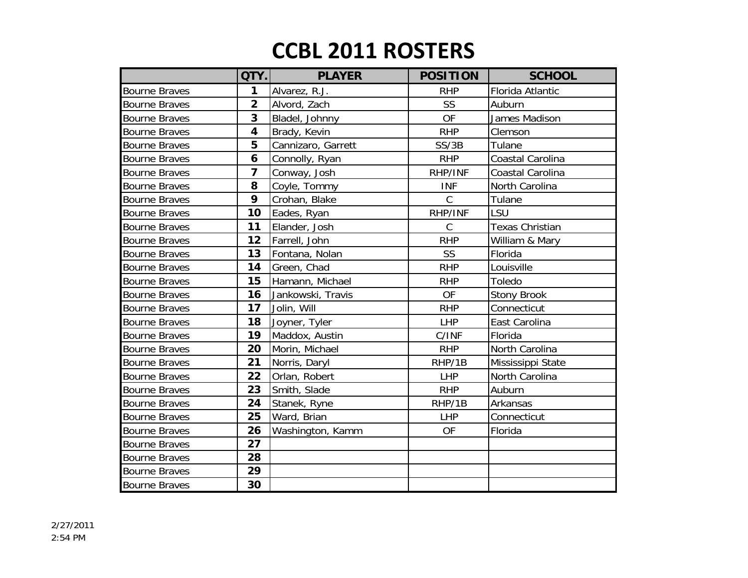# CCBL 2011 ROSTERS

| | QTY. | PLAYER | POSITION | SCHOOL |
|---|---|---|---|---|
| Bourne Braves | 1 | Alvarez, R.J. | RHP | Florida Atlantic |
| Bourne Braves | 2 | Alvord, Zach | SS | Auburn |
| Bourne Braves | 3 | Bladel, Johnny | OF | James Madison |
| Bourne Braves | 4 | Brady, Kevin | RHP | Clemson |
| Bourne Braves | 5 | Cannizaro, Garrett | SS/3B | Tulane |
| Bourne Braves | 6 | Connolly, Ryan | RHP | Coastal Carolina |
| Bourne Braves | 7 | Conway, Josh | RHP/INF | Coastal Carolina |
| Bourne Braves | 8 | Coyle, Tommy | INF | North Carolina |
| Bourne Braves | 9 | Crohan, Blake | C | Tulane |
| Bourne Braves | 10 | Eades, Ryan | RHP/INF | LSU |
| Bourne Braves | 11 | Elander, Josh | C | Texas Christian |
| Bourne Braves | 12 | Farrell, John | RHP | William & Mary |
| Bourne Braves | 13 | Fontana, Nolan | SS | Florida |
| Bourne Braves | 14 | Green, Chad | RHP | Louisville |
| Bourne Braves | 15 | Hamann, Michael | RHP | Toledo |
| Bourne Braves | 16 | Jankowski, Travis | OF | Stony Brook |
| Bourne Braves | 17 | Jolin, Will | RHP | Connecticut |
| Bourne Braves | 18 | Joyner, Tyler | LHP | East Carolina |
| Bourne Braves | 19 | Maddox, Austin | C/INF | Florida |
| Bourne Braves | 20 | Morin, Michael | RHP | North Carolina |
| Bourne Braves | 21 | Norris, Daryl | RHP/1B | Mississippi State |
| Bourne Braves | 22 | Orlan, Robert | LHP | North Carolina |
| Bourne Braves | 23 | Smith, Slade | RHP | Auburn |
| Bourne Braves | 24 | Stanek, Ryne | RHP/1B | Arkansas |
| Bourne Braves | 25 | Ward, Brian | LHP | Connecticut |
| Bourne Braves | 26 | Washington, Kamm | OF | Florida |
| Bourne Braves | 27 | | | |
| Bourne Braves | 28 | | | |
| Bourne Braves | 29 | | | |
| Bourne Braves | 30 | | | |

2/27/2011
2:54 PM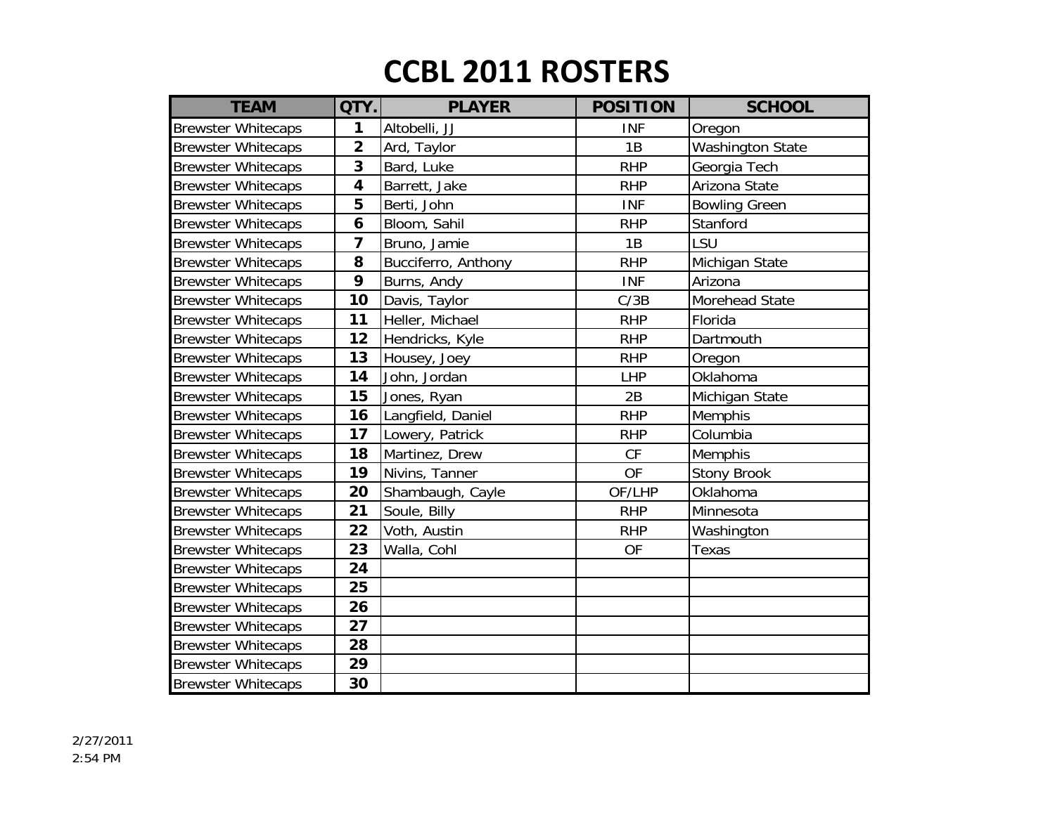# CCBL 2011 ROSTERS

| TEAM | QTY. | PLAYER | POSITION | SCHOOL |
|---|---|---|---|---|
| Brewster Whitecaps | 1 | Altobelli, JJ | INF | Oregon |
| Brewster Whitecaps | 2 | Ard, Taylor | 1B | Washington State |
| Brewster Whitecaps | 3 | Bard, Luke | RHP | Georgia Tech |
| Brewster Whitecaps | 4 | Barrett, Jake | RHP | Arizona State |
| Brewster Whitecaps | 5 | Berti, John | INF | Bowling Green |
| Brewster Whitecaps | 6 | Bloom, Sahil | RHP | Stanford |
| Brewster Whitecaps | 7 | Bruno, Jamie | 1B | LSU |
| Brewster Whitecaps | 8 | Bucciferro, Anthony | RHP | Michigan State |
| Brewster Whitecaps | 9 | Burns, Andy | INF | Arizona |
| Brewster Whitecaps | 10 | Davis, Taylor | C/3B | Morehead State |
| Brewster Whitecaps | 11 | Heller, Michael | RHP | Florida |
| Brewster Whitecaps | 12 | Hendricks, Kyle | RHP | Dartmouth |
| Brewster Whitecaps | 13 | Housey, Joey | RHP | Oregon |
| Brewster Whitecaps | 14 | John, Jordan | LHP | Oklahoma |
| Brewster Whitecaps | 15 | Jones, Ryan | 2B | Michigan State |
| Brewster Whitecaps | 16 | Langfield, Daniel | RHP | Memphis |
| Brewster Whitecaps | 17 | Lowery, Patrick | RHP | Columbia |
| Brewster Whitecaps | 18 | Martinez, Drew | CF | Memphis |
| Brewster Whitecaps | 19 | Nivins, Tanner | OF | Stony Brook |
| Brewster Whitecaps | 20 | Shambaugh, Cayle | OF/LHP | Oklahoma |
| Brewster Whitecaps | 21 | Soule, Billy | RHP | Minnesota |
| Brewster Whitecaps | 22 | Voth, Austin | RHP | Washington |
| Brewster Whitecaps | 23 | Walla, Cohl | OF | Texas |
| Brewster Whitecaps | 24 | | | |
| Brewster Whitecaps | 25 | | | |
| Brewster Whitecaps | 26 | | | |
| Brewster Whitecaps | 27 | | | |
| Brewster Whitecaps | 28 | | | |
| Brewster Whitecaps | 29 | | | |
| Brewster Whitecaps | 30 | | | |

2/27/2011
2:54 PM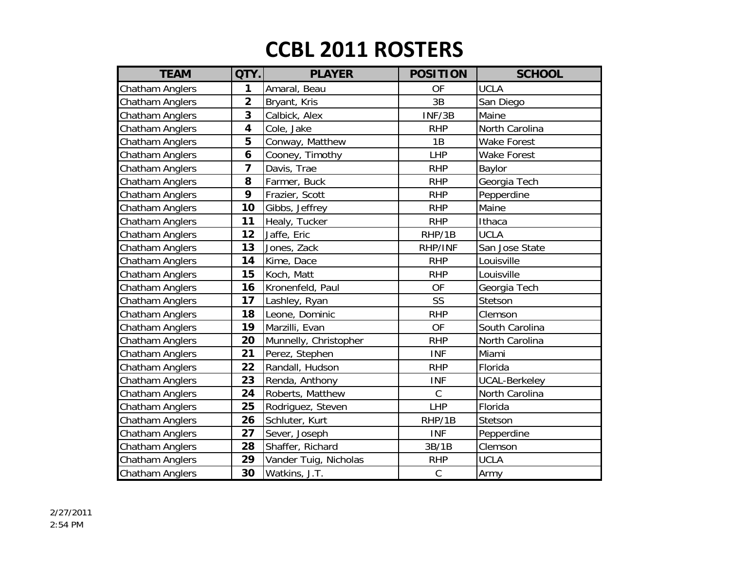# CCBL 2011 ROSTERS

| TEAM | QTY. | PLAYER | POSITION | SCHOOL |
|---|---|---|---|---|
| Chatham Anglers | 1 | Amaral, Beau | OF | UCLA |
| Chatham Anglers | 2 | Bryant, Kris | 3B | San Diego |
| Chatham Anglers | 3 | Calbick, Alex | INF/3B | Maine |
| Chatham Anglers | 4 | Cole, Jake | RHP | North Carolina |
| Chatham Anglers | 5 | Conway, Matthew | 1B | Wake Forest |
| Chatham Anglers | 6 | Cooney, Timothy | LHP | Wake Forest |
| Chatham Anglers | 7 | Davis, Trae | RHP | Baylor |
| Chatham Anglers | 8 | Farmer, Buck | RHP | Georgia Tech |
| Chatham Anglers | 9 | Frazier, Scott | RHP | Pepperdine |
| Chatham Anglers | 10 | Gibbs, Jeffrey | RHP | Maine |
| Chatham Anglers | 11 | Healy, Tucker | RHP | Ithaca |
| Chatham Anglers | 12 | Jaffe, Eric | RHP/1B | UCLA |
| Chatham Anglers | 13 | Jones, Zack | RHP/INF | San Jose State |
| Chatham Anglers | 14 | Kime, Dace | RHP | Louisville |
| Chatham Anglers | 15 | Koch, Matt | RHP | Louisville |
| Chatham Anglers | 16 | Kronenfeld, Paul | OF | Georgia Tech |
| Chatham Anglers | 17 | Lashley, Ryan | SS | Stetson |
| Chatham Anglers | 18 | Leone, Dominic | RHP | Clemson |
| Chatham Anglers | 19 | Marzilli, Evan | OF | South Carolina |
| Chatham Anglers | 20 | Munnelly, Christopher | RHP | North Carolina |
| Chatham Anglers | 21 | Perez, Stephen | INF | Miami |
| Chatham Anglers | 22 | Randall, Hudson | RHP | Florida |
| Chatham Anglers | 23 | Renda, Anthony | INF | UCAL-Berkeley |
| Chatham Anglers | 24 | Roberts, Matthew | C | North Carolina |
| Chatham Anglers | 25 | Rodriguez, Steven | LHP | Florida |
| Chatham Anglers | 26 | Schluter, Kurt | RHP/1B | Stetson |
| Chatham Anglers | 27 | Sever, Joseph | INF | Pepperdine |
| Chatham Anglers | 28 | Shaffer, Richard | 3B/1B | Clemson |
| Chatham Anglers | 29 | Vander Tuig, Nicholas | RHP | UCLA |
| Chatham Anglers | 30 | Watkins, J.T. | C | Army |

2/27/2011
2:54 PM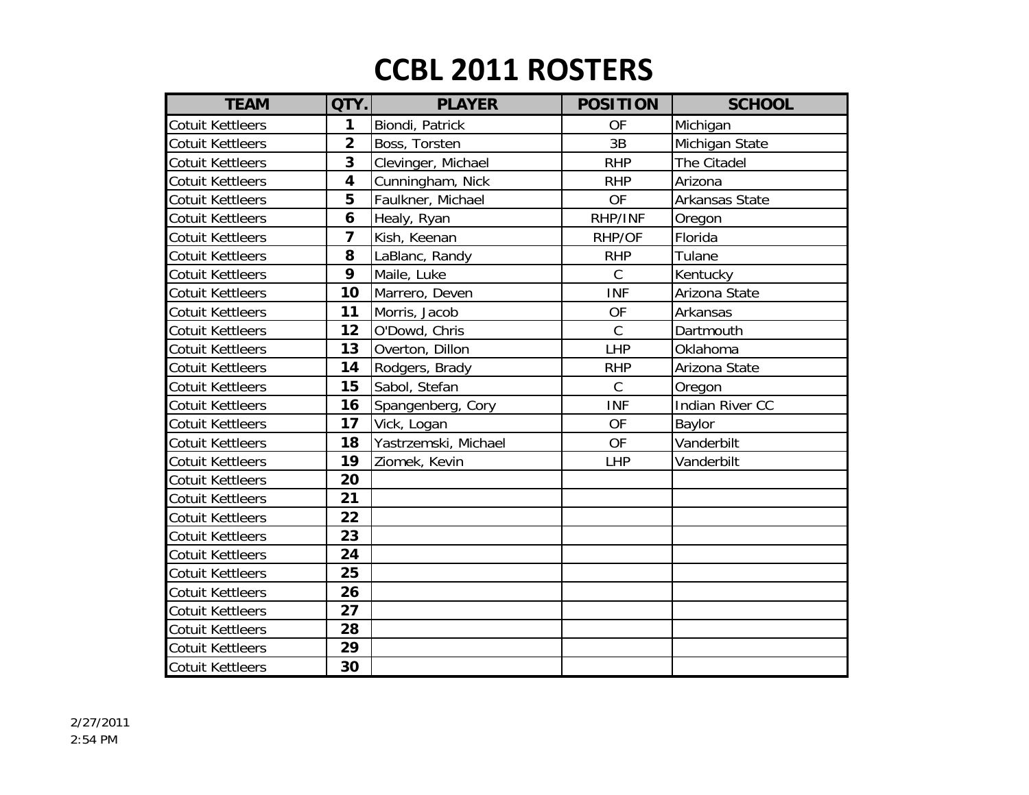# CCBL 2011 ROSTERS

| TEAM | QTY. | PLAYER | POSITION | SCHOOL |
|---|---|---|---|---|
| Cotuit Kettleers | 1 | Biondi, Patrick | OF | Michigan |
| Cotuit Kettleers | 2 | Boss, Torsten | 3B | Michigan State |
| Cotuit Kettleers | 3 | Clevinger, Michael | RHP | The Citadel |
| Cotuit Kettleers | 4 | Cunningham, Nick | RHP | Arizona |
| Cotuit Kettleers | 5 | Faulkner, Michael | OF | Arkansas State |
| Cotuit Kettleers | 6 | Healy, Ryan | RHP/INF | Oregon |
| Cotuit Kettleers | 7 | Kish, Keenan | RHP/OF | Florida |
| Cotuit Kettleers | 8 | LaBlanc, Randy | RHP | Tulane |
| Cotuit Kettleers | 9 | Maile, Luke | C | Kentucky |
| Cotuit Kettleers | 10 | Marrero, Deven | INF | Arizona State |
| Cotuit Kettleers | 11 | Morris, Jacob | OF | Arkansas |
| Cotuit Kettleers | 12 | O'Dowd, Chris | C | Dartmouth |
| Cotuit Kettleers | 13 | Overton, Dillon | LHP | Oklahoma |
| Cotuit Kettleers | 14 | Rodgers, Brady | RHP | Arizona State |
| Cotuit Kettleers | 15 | Sabol, Stefan | C | Oregon |
| Cotuit Kettleers | 16 | Spangenberg, Cory | INF | Indian River CC |
| Cotuit Kettleers | 17 | Vick, Logan | OF | Baylor |
| Cotuit Kettleers | 18 | Yastrzemski, Michael | OF | Vanderbilt |
| Cotuit Kettleers | 19 | Ziomek, Kevin | LHP | Vanderbilt |
| Cotuit Kettleers | 20 | | | |
| Cotuit Kettleers | 21 | | | |
| Cotuit Kettleers | 22 | | | |
| Cotuit Kettleers | 23 | | | |
| Cotuit Kettleers | 24 | | | |
| Cotuit Kettleers | 25 | | | |
| Cotuit Kettleers | 26 | | | |
| Cotuit Kettleers | 27 | | | |
| Cotuit Kettleers | 28 | | | |
| Cotuit Kettleers | 29 | | | |
| Cotuit Kettleers | 30 | | | |

2/27/2011
2:54 PM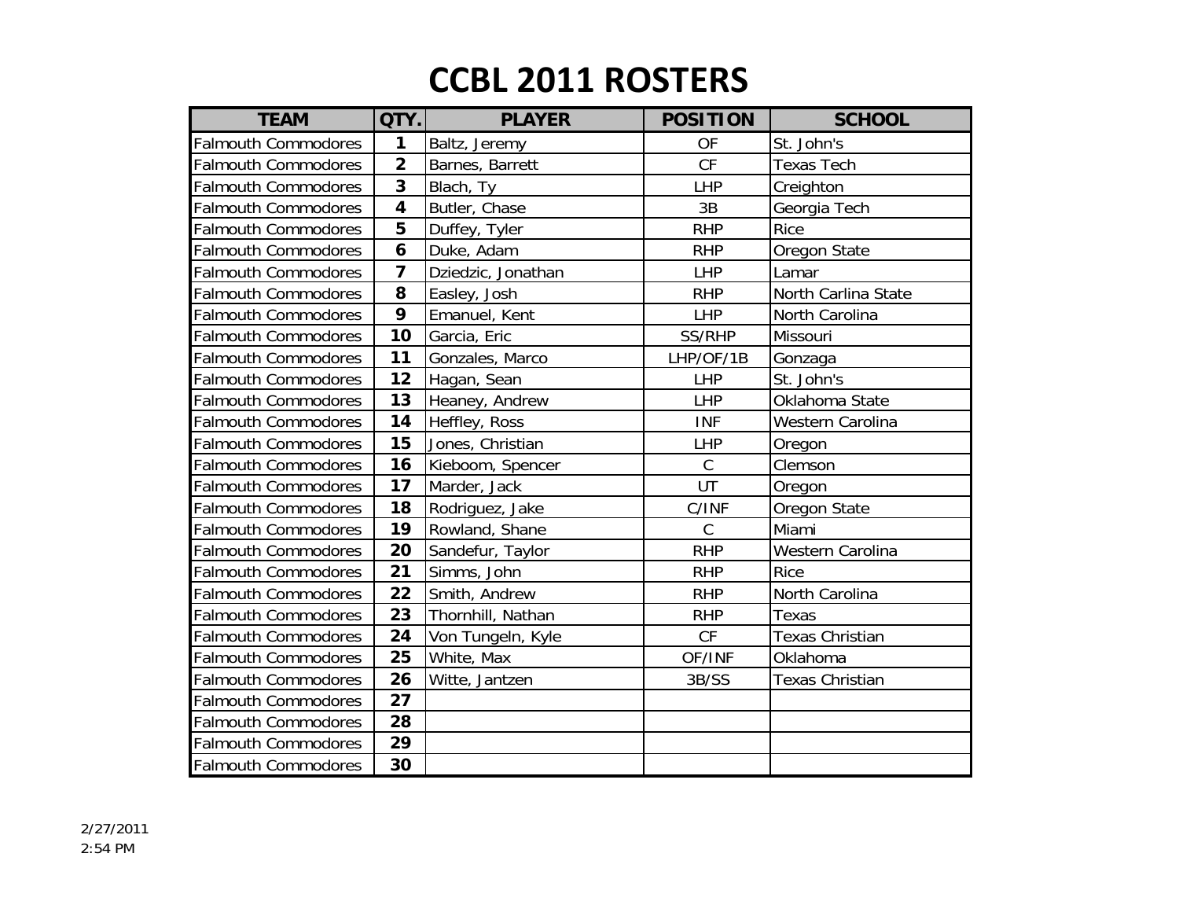# CCBL 2011 ROSTERS

| TEAM | QTY. | PLAYER | POSITION | SCHOOL |
|---|---|---|---|---|
| Falmouth Commodores | 1 | Baltz, Jeremy | OF | St. John's |
| Falmouth Commodores | 2 | Barnes, Barrett | CF | Texas Tech |
| Falmouth Commodores | 3 | Blach, Ty | LHP | Creighton |
| Falmouth Commodores | 4 | Butler, Chase | 3B | Georgia Tech |
| Falmouth Commodores | 5 | Duffey, Tyler | RHP | Rice |
| Falmouth Commodores | 6 | Duke, Adam | RHP | Oregon State |
| Falmouth Commodores | 7 | Dziedzic, Jonathan | LHP | Lamar |
| Falmouth Commodores | 8 | Easley, Josh | RHP | North Carlina State |
| Falmouth Commodores | 9 | Emanuel, Kent | LHP | North Carolina |
| Falmouth Commodores | 10 | Garcia, Eric | SS/RHP | Missouri |
| Falmouth Commodores | 11 | Gonzales, Marco | LHP/OF/1B | Gonzaga |
| Falmouth Commodores | 12 | Hagan, Sean | LHP | St. John's |
| Falmouth Commodores | 13 | Heaney, Andrew | LHP | Oklahoma State |
| Falmouth Commodores | 14 | Heffley, Ross | INF | Western Carolina |
| Falmouth Commodores | 15 | Jones, Christian | LHP | Oregon |
| Falmouth Commodores | 16 | Kieboom, Spencer | C | Clemson |
| Falmouth Commodores | 17 | Marder, Jack | UT | Oregon |
| Falmouth Commodores | 18 | Rodriguez, Jake | C/INF | Oregon State |
| Falmouth Commodores | 19 | Rowland, Shane | C | Miami |
| Falmouth Commodores | 20 | Sandefur, Taylor | RHP | Western Carolina |
| Falmouth Commodores | 21 | Simms, John | RHP | Rice |
| Falmouth Commodores | 22 | Smith, Andrew | RHP | North Carolina |
| Falmouth Commodores | 23 | Thornhill, Nathan | RHP | Texas |
| Falmouth Commodores | 24 | Von Tungeln, Kyle | CF | Texas Christian |
| Falmouth Commodores | 25 | White, Max | OF/INF | Oklahoma |
| Falmouth Commodores | 26 | Witte, Jantzen | 3B/SS | Texas Christian |
| Falmouth Commodores | 27 | | | |
| Falmouth Commodores | 28 | | | |
| Falmouth Commodores | 29 | | | |
| Falmouth Commodores | 30 | | | |

2/27/2011
2:54 PM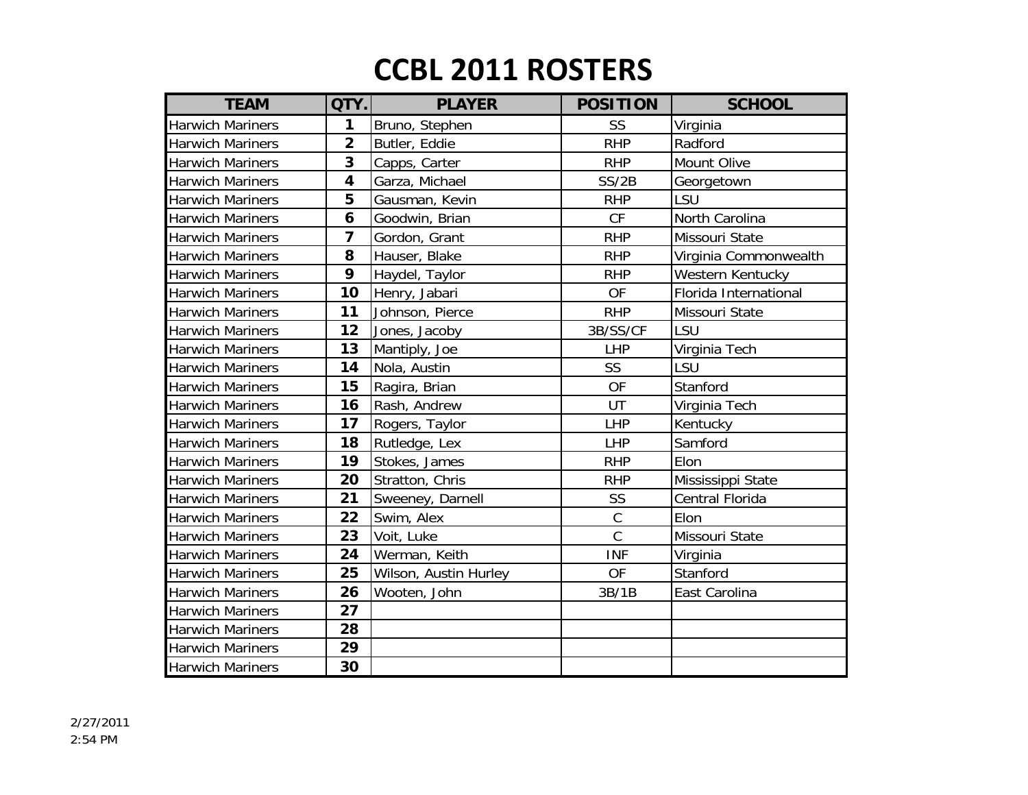# CCBL 2011 ROSTERS

| TEAM | QTY. | PLAYER | POSITION | SCHOOL |
|---|---|---|---|---|
| Harwich Mariners | 1 | Bruno, Stephen | SS | Virginia |
| Harwich Mariners | 2 | Butler, Eddie | RHP | Radford |
| Harwich Mariners | 3 | Capps, Carter | RHP | Mount Olive |
| Harwich Mariners | 4 | Garza, Michael | SS/2B | Georgetown |
| Harwich Mariners | 5 | Gausman, Kevin | RHP | LSU |
| Harwich Mariners | 6 | Goodwin, Brian | CF | North Carolina |
| Harwich Mariners | 7 | Gordon, Grant | RHP | Missouri State |
| Harwich Mariners | 8 | Hauser, Blake | RHP | Virginia Commonwealth |
| Harwich Mariners | 9 | Haydel, Taylor | RHP | Western Kentucky |
| Harwich Mariners | 10 | Henry, Jabari | OF | Florida International |
| Harwich Mariners | 11 | Johnson, Pierce | RHP | Missouri State |
| Harwich Mariners | 12 | Jones, Jacoby | 3B/SS/CF | LSU |
| Harwich Mariners | 13 | Mantiply, Joe | LHP | Virginia Tech |
| Harwich Mariners | 14 | Nola, Austin | SS | LSU |
| Harwich Mariners | 15 | Ragira, Brian | OF | Stanford |
| Harwich Mariners | 16 | Rash, Andrew | UT | Virginia Tech |
| Harwich Mariners | 17 | Rogers, Taylor | LHP | Kentucky |
| Harwich Mariners | 18 | Rutledge, Lex | LHP | Samford |
| Harwich Mariners | 19 | Stokes, James | RHP | Elon |
| Harwich Mariners | 20 | Stratton, Chris | RHP | Mississippi State |
| Harwich Mariners | 21 | Sweeney, Darnell | SS | Central Florida |
| Harwich Mariners | 22 | Swim, Alex | C | Elon |
| Harwich Mariners | 23 | Voit, Luke | C | Missouri State |
| Harwich Mariners | 24 | Werman, Keith | INF | Virginia |
| Harwich Mariners | 25 | Wilson, Austin Hurley | OF | Stanford |
| Harwich Mariners | 26 | Wooten, John | 3B/1B | East Carolina |
| Harwich Mariners | 27 | | | |
| Harwich Mariners | 28 | | | |
| Harwich Mariners | 29 | | | |
| Harwich Mariners | 30 | | | |

2/27/2011
2:54 PM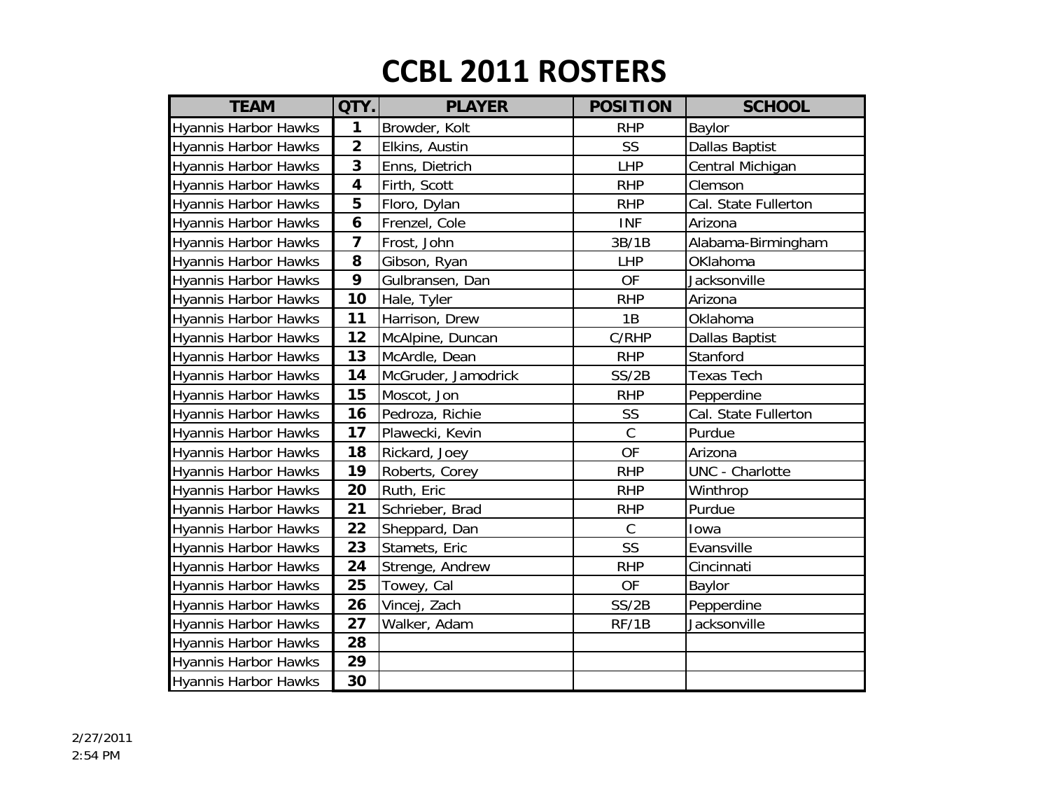# CCBL 2011 ROSTERS

| TEAM | QTY. | PLAYER | POSITION | SCHOOL |
|---|---|---|---|---|
| Hyannis Harbor Hawks | 1 | Browder, Kolt | RHP | Baylor |
| Hyannis Harbor Hawks | 2 | Elkins, Austin | SS | Dallas Baptist |
| Hyannis Harbor Hawks | 3 | Enns, Dietrich | LHP | Central Michigan |
| Hyannis Harbor Hawks | 4 | Firth, Scott | RHP | Clemson |
| Hyannis Harbor Hawks | 5 | Floro, Dylan | RHP | Cal. State Fullerton |
| Hyannis Harbor Hawks | 6 | Frenzel, Cole | INF | Arizona |
| Hyannis Harbor Hawks | 7 | Frost, John | 3B/1B | Alabama-Birmingham |
| Hyannis Harbor Hawks | 8 | Gibson, Ryan | LHP | OKlahoma |
| Hyannis Harbor Hawks | 9 | Gulbransen, Dan | OF | Jacksonville |
| Hyannis Harbor Hawks | 10 | Hale, Tyler | RHP | Arizona |
| Hyannis Harbor Hawks | 11 | Harrison, Drew | 1B | Oklahoma |
| Hyannis Harbor Hawks | 12 | McAlpine, Duncan | C/RHP | Dallas Baptist |
| Hyannis Harbor Hawks | 13 | McArdle, Dean | RHP | Stanford |
| Hyannis Harbor Hawks | 14 | McGruder, Jamodrick | SS/2B | Texas Tech |
| Hyannis Harbor Hawks | 15 | Moscot, Jon | RHP | Pepperdine |
| Hyannis Harbor Hawks | 16 | Pedroza, Richie | SS | Cal. State Fullerton |
| Hyannis Harbor Hawks | 17 | Plawecki, Kevin | C | Purdue |
| Hyannis Harbor Hawks | 18 | Rickard, Joey | OF | Arizona |
| Hyannis Harbor Hawks | 19 | Roberts, Corey | RHP | UNC - Charlotte |
| Hyannis Harbor Hawks | 20 | Ruth, Eric | RHP | Winthrop |
| Hyannis Harbor Hawks | 21 | Schrieber, Brad | RHP | Purdue |
| Hyannis Harbor Hawks | 22 | Sheppard, Dan | C | Iowa |
| Hyannis Harbor Hawks | 23 | Stamets, Eric | SS | Evansville |
| Hyannis Harbor Hawks | 24 | Strenge, Andrew | RHP | Cincinnati |
| Hyannis Harbor Hawks | 25 | Towey, Cal | OF | Baylor |
| Hyannis Harbor Hawks | 26 | Vincej, Zach | SS/2B | Pepperdine |
| Hyannis Harbor Hawks | 27 | Walker, Adam | RF/1B | Jacksonville |
| Hyannis Harbor Hawks | 28 | | | |
| Hyannis Harbor Hawks | 29 | | | |
| Hyannis Harbor Hawks | 30 | | | |

2/27/2011
2:54 PM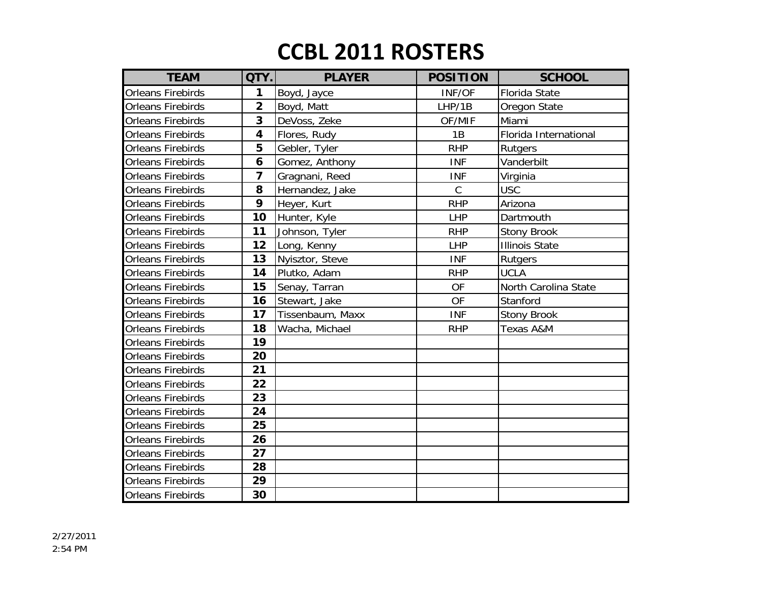# CCBL 2011 ROSTERS

| TEAM | QTY. | PLAYER | POSITION | SCHOOL |
|---|---|---|---|---|
| Orleans Firebirds | 1 | Boyd, Jayce | INF/OF | Florida State |
| Orleans Firebirds | 2 | Boyd, Matt | LHP/1B | Oregon State |
| Orleans Firebirds | 3 | DeVoss, Zeke | OF/MIF | Miami |
| Orleans Firebirds | 4 | Flores, Rudy | 1B | Florida International |
| Orleans Firebirds | 5 | Gebler, Tyler | RHP | Rutgers |
| Orleans Firebirds | 6 | Gomez, Anthony | INF | Vanderbilt |
| Orleans Firebirds | 7 | Gragnani, Reed | INF | Virginia |
| Orleans Firebirds | 8 | Hernandez, Jake | C | USC |
| Orleans Firebirds | 9 | Heyer, Kurt | RHP | Arizona |
| Orleans Firebirds | 10 | Hunter, Kyle | LHP | Dartmouth |
| Orleans Firebirds | 11 | Johnson, Tyler | RHP | Stony Brook |
| Orleans Firebirds | 12 | Long, Kenny | LHP | Illinois State |
| Orleans Firebirds | 13 | Nyisztor, Steve | INF | Rutgers |
| Orleans Firebirds | 14 | Plutko, Adam | RHP | UCLA |
| Orleans Firebirds | 15 | Senay, Tarran | OF | North Carolina State |
| Orleans Firebirds | 16 | Stewart, Jake | OF | Stanford |
| Orleans Firebirds | 17 | Tissenbaum, Maxx | INF | Stony Brook |
| Orleans Firebirds | 18 | Wacha, Michael | RHP | Texas A&M |
| Orleans Firebirds | 19 | | | |
| Orleans Firebirds | 20 | | | |
| Orleans Firebirds | 21 | | | |
| Orleans Firebirds | 22 | | | |
| Orleans Firebirds | 23 | | | |
| Orleans Firebirds | 24 | | | |
| Orleans Firebirds | 25 | | | |
| Orleans Firebirds | 26 | | | |
| Orleans Firebirds | 27 | | | |
| Orleans Firebirds | 28 | | | |
| Orleans Firebirds | 29 | | | |
| Orleans Firebirds | 30 | | | |

2/27/2011
2:54 PM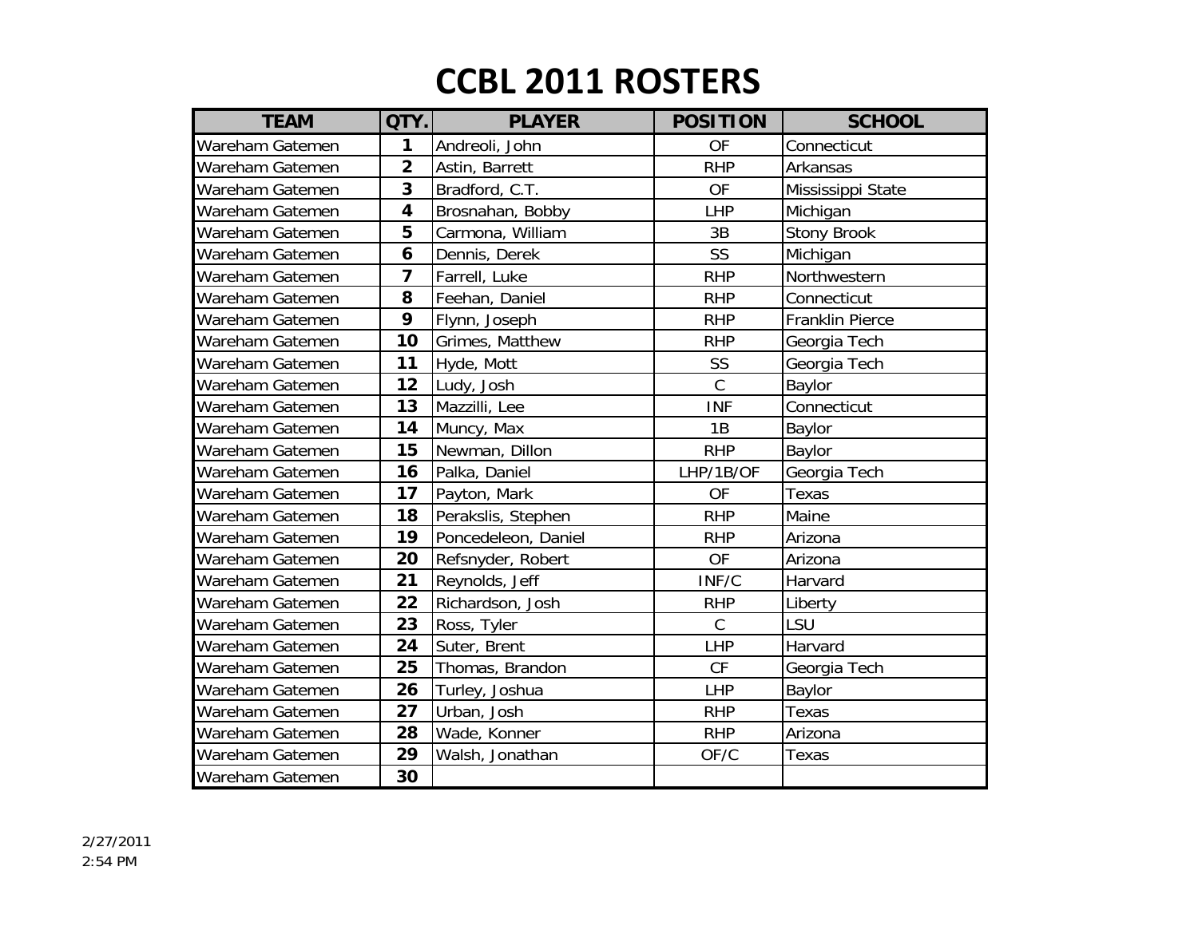# CCBL 2011 ROSTERS

| TEAM | QTY. | PLAYER | POSITION | SCHOOL |
| --- | --- | --- | --- | --- |
| Wareham Gatemen | 1 | Andreoli, John | OF | Connecticut |
| Wareham Gatemen | 2 | Astin, Barrett | RHP | Arkansas |
| Wareham Gatemen | 3 | Bradford, C.T. | OF | Mississippi State |
| Wareham Gatemen | 4 | Brosnahan, Bobby | LHP | Michigan |
| Wareham Gatemen | 5 | Carmona, William | 3B | Stony Brook |
| Wareham Gatemen | 6 | Dennis, Derek | SS | Michigan |
| Wareham Gatemen | 7 | Farrell, Luke | RHP | Northwestern |
| Wareham Gatemen | 8 | Feehan, Daniel | RHP | Connecticut |
| Wareham Gatemen | 9 | Flynn, Joseph | RHP | Franklin Pierce |
| Wareham Gatemen | 10 | Grimes, Matthew | RHP | Georgia Tech |
| Wareham Gatemen | 11 | Hyde, Mott | SS | Georgia Tech |
| Wareham Gatemen | 12 | Ludy, Josh | C | Baylor |
| Wareham Gatemen | 13 | Mazzilli, Lee | INF | Connecticut |
| Wareham Gatemen | 14 | Muncy, Max | 1B | Baylor |
| Wareham Gatemen | 15 | Newman, Dillon | RHP | Baylor |
| Wareham Gatemen | 16 | Palka, Daniel | LHP/1B/OF | Georgia Tech |
| Wareham Gatemen | 17 | Payton, Mark | OF | Texas |
| Wareham Gatemen | 18 | Perakslis, Stephen | RHP | Maine |
| Wareham Gatemen | 19 | Poncedeleon, Daniel | RHP | Arizona |
| Wareham Gatemen | 20 | Refsnyder, Robert | OF | Arizona |
| Wareham Gatemen | 21 | Reynolds, Jeff | INF/C | Harvard |
| Wareham Gatemen | 22 | Richardson, Josh | RHP | Liberty |
| Wareham Gatemen | 23 | Ross, Tyler | C | LSU |
| Wareham Gatemen | 24 | Suter, Brent | LHP | Harvard |
| Wareham Gatemen | 25 | Thomas, Brandon | CF | Georgia Tech |
| Wareham Gatemen | 26 | Turley, Joshua | LHP | Baylor |
| Wareham Gatemen | 27 | Urban, Josh | RHP | Texas |
| Wareham Gatemen | 28 | Wade, Konner | RHP | Arizona |
| Wareham Gatemen | 29 | Walsh, Jonathan | OF/C | Texas |
| Wareham Gatemen | 30 | | | |

2/27/2011
2:54 PM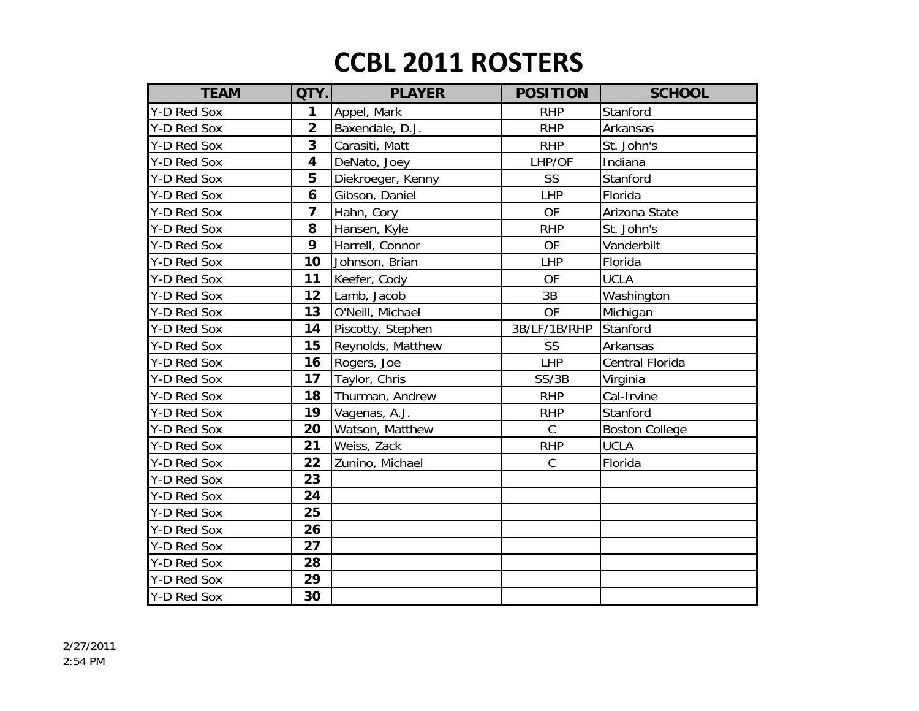# CCBL 2011 ROSTERS

| TEAM | QTY. | PLAYER | POSITION | SCHOOL |
|---|---|---|---|---|
| Y-D Red Sox | 1 | Appel, Mark | RHP | Stanford |
| Y-D Red Sox | 2 | Baxendale, D.J. | RHP | Arkansas |
| Y-D Red Sox | 3 | Carasiti, Matt | RHP | St. John's |
| Y-D Red Sox | 4 | DeNato, Joey | LHP/OF | Indiana |
| Y-D Red Sox | 5 | Diekroeger, Kenny | SS | Stanford |
| Y-D Red Sox | 6 | Gibson, Daniel | LHP | Florida |
| Y-D Red Sox | 7 | Hahn, Cory | OF | Arizona State |
| Y-D Red Sox | 8 | Hansen, Kyle | RHP | St. John's |
| Y-D Red Sox | 9 | Harrell, Connor | OF | Vanderbilt |
| Y-D Red Sox | 10 | Johnson, Brian | LHP | Florida |
| Y-D Red Sox | 11 | Keefer, Cody | OF | UCLA |
| Y-D Red Sox | 12 | Lamb, Jacob | 3B | Washington |
| Y-D Red Sox | 13 | O'Neill, Michael | OF | Michigan |
| Y-D Red Sox | 14 | Piscotty, Stephen | 3B/LF/1B/RHP | Stanford |
| Y-D Red Sox | 15 | Reynolds, Matthew | SS | Arkansas |
| Y-D Red Sox | 16 | Rogers, Joe | LHP | Central Florida |
| Y-D Red Sox | 17 | Taylor, Chris | SS/3B | Virginia |
| Y-D Red Sox | 18 | Thurman, Andrew | RHP | Cal-Irvine |
| Y-D Red Sox | 19 | Vagenas, A.J. | RHP | Stanford |
| Y-D Red Sox | 20 | Watson, Matthew | C | Boston College |
| Y-D Red Sox | 21 | Weiss, Zack | RHP | UCLA |
| Y-D Red Sox | 22 | Zunino, Michael | C | Florida |
| Y-D Red Sox | 23 | | | |
| Y-D Red Sox | 24 | | | |
| Y-D Red Sox | 25 | | | |
| Y-D Red Sox | 26 | | | |
| Y-D Red Sox | 27 | | | |
| Y-D Red Sox | 28 | | | |
| Y-D Red Sox | 29 | | | |
| Y-D Red Sox | 30 | | | |

2/27/2011
2:54 PM